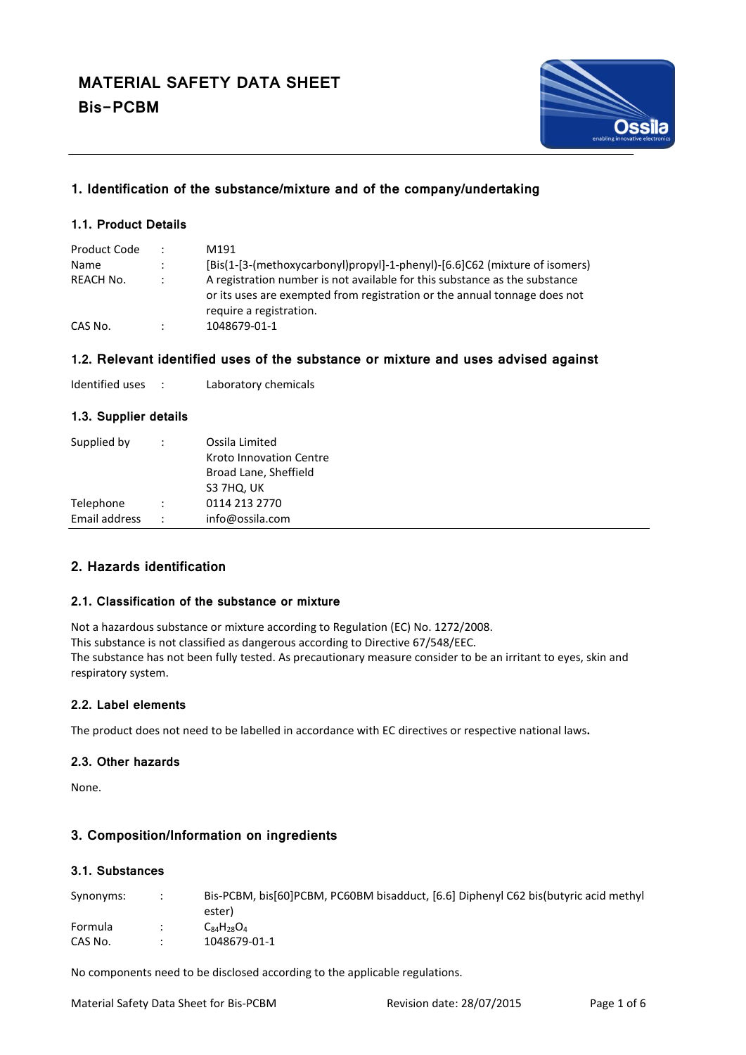# MATERIAL SAFETY DATA SHEET

# Bis-PCBM

## 1. Identification of the substance/mixture and of the company/undertaking

### 1.1. Product Details

| | | |
|---|---|---|
| Product Code | : | M191 |
| Name | : | [Bis(1-[3-(methoxycarbonyl)propyl]-1-phenyl)-[6.6]C62 (mixture of isomers) |
| REACH No. | : | A registration number is not available for this substance as the substance or its uses are exempted from registration or the annual tonnage does not require a registration. |
| CAS No. | : | 1048679-01-1 |

### 1.2. Relevant identified uses of the substance or mixture and uses advised against

| | | |
|---|---|---|
| Identified uses | : | Laboratory chemicals |

### 1.3. Supplier details

| | | |
|---|---|---|
| Supplied by | : | Ossila Limited<br>Kroto Innovation Centre<br>Broad Lane, Sheffield<br>S3 7HQ, UK |
| Telephone | : | 0114 213 2770 |
| Email address | : | info@ossila.com |

## 2. Hazards identification

### 2.1. Classification of the substance or mixture

Not a hazardous substance or mixture according to Regulation (EC) No. 1272/2008.
This substance is not classified as dangerous according to Directive 67/548/EEC.
The substance has not been fully tested. As precautionary measure consider to be an irritant to eyes, skin and respiratory system.

### 2.2. Label elements

The product does not need to be labelled in accordance with EC directives or respective national laws**.**

### 2.3. Other hazards

None.

## 3. Composition/Information on ingredients

### 3.1. Substances

| | | |
|---|---|---|
| Synonyms: | : | Bis-PCBM, bis[60]PCBM, PC60BM bisadduct, [6.6] Diphenyl C62 bis(butyric acid methyl ester) |
| Formula | : | $C_{84}H_{28}O_4$ |
| CAS No. | : | 1048679-01-1 |

No components need to be disclosed according to the applicable regulations.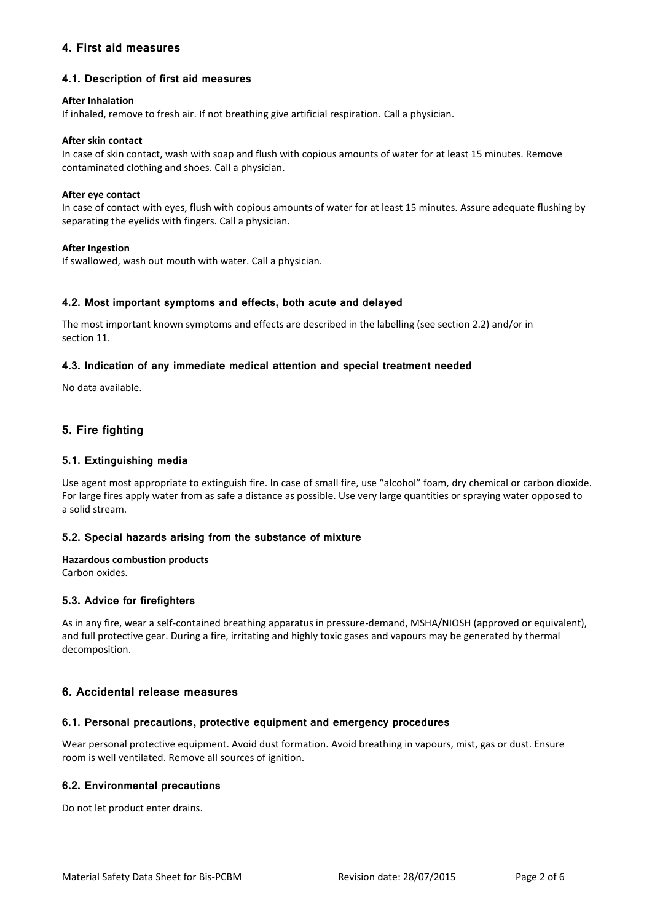## 4. First aid measures

### 4.1. Description of first aid measures

**After Inhalation**

If inhaled, remove to fresh air. If not breathing give artificial respiration. Call a physician.

**After skin contact**

In case of skin contact, wash with soap and flush with copious amounts of water for at least 15 minutes. Remove contaminated clothing and shoes. Call a physician.

**After eye contact**

In case of contact with eyes, flush with copious amounts of water for at least 15 minutes. Assure adequate flushing by separating the eyelids with fingers. Call a physician.

**After Ingestion**

If swallowed, wash out mouth with water. Call a physician.

### 4.2. Most important symptoms and effects, both acute and delayed

The most important known symptoms and effects are described in the labelling (see section 2.2) and/or in section 11.

### 4.3. Indication of any immediate medical attention and special treatment needed

No data available.

## 5. Fire fighting

### 5.1. Extinguishing media

Use agent most appropriate to extinguish fire. In case of small fire, use “alcohol” foam, dry chemical or carbon dioxide. For large fires apply water from as safe a distance as possible. Use very large quantities or spraying water opposed to a solid stream.

### 5.2. Special hazards arising from the substance of mixture

**Hazardous combustion products**

Carbon oxides.

### 5.3. Advice for firefighters

As in any fire, wear a self-contained breathing apparatus in pressure-demand, MSHA/NIOSH (approved or equivalent), and full protective gear. During a fire, irritating and highly toxic gases and vapours may be generated by thermal decomposition.

## 6. Accidental release measures

### 6.1. Personal precautions, protective equipment and emergency procedures

Wear personal protective equipment. Avoid dust formation. Avoid breathing in vapours, mist, gas or dust. Ensure room is well ventilated. Remove all sources of ignition.

### 6.2. Environmental precautions

Do not let product enter drains.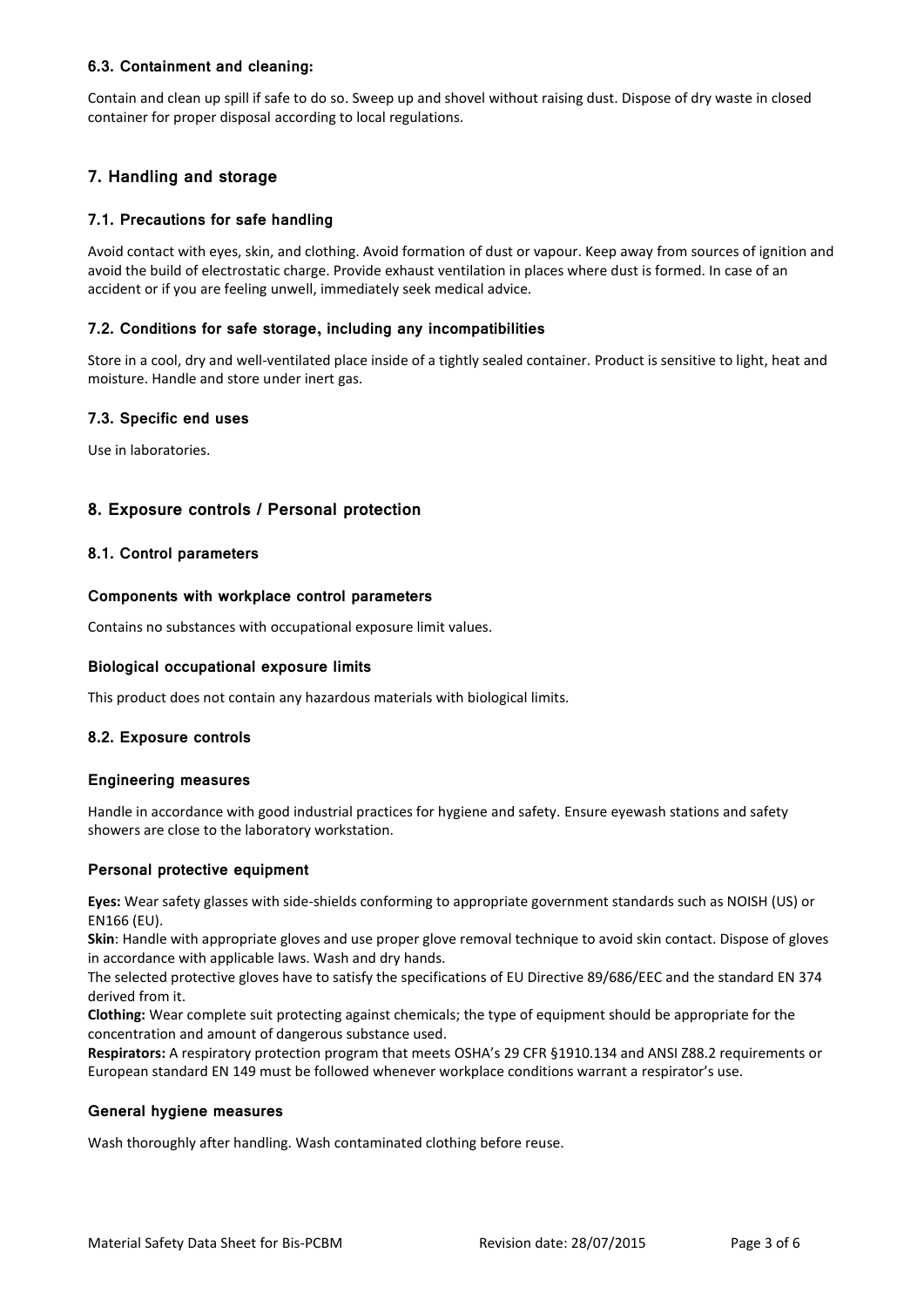### 6.3. Containment and cleaning:

Contain and clean up spill if safe to do so. Sweep up and shovel without raising dust. Dispose of dry waste in closed container for proper disposal according to local regulations.

## 7. Handling and storage

### 7.1. Precautions for safe handling

Avoid contact with eyes, skin, and clothing. Avoid formation of dust or vapour. Keep away from sources of ignition and avoid the build of electrostatic charge. Provide exhaust ventilation in places where dust is formed. In case of an accident or if you are feeling unwell, immediately seek medical advice.

### 7.2. Conditions for safe storage, including any incompatibilities

Store in a cool, dry and well-ventilated place inside of a tightly sealed container. Product is sensitive to light, heat and moisture. Handle and store under inert gas.

### 7.3. Specific end uses

Use in laboratories.

## 8. Exposure controls / Personal protection

### 8.1. Control parameters

#### Components with workplace control parameters

Contains no substances with occupational exposure limit values.

#### Biological occupational exposure limits

This product does not contain any hazardous materials with biological limits.

### 8.2. Exposure controls

#### Engineering measures

Handle in accordance with good industrial practices for hygiene and safety. Ensure eyewash stations and safety showers are close to the laboratory workstation.

#### Personal protective equipment

**Eyes:** Wear safety glasses with side-shields conforming to appropriate government standards such as NOISH (US) or EN166 (EU).

**Skin**: Handle with appropriate gloves and use proper glove removal technique to avoid skin contact. Dispose of gloves in accordance with applicable laws. Wash and dry hands.

The selected protective gloves have to satisfy the specifications of EU Directive 89/686/EEC and the standard EN 374 derived from it.

**Clothing:** Wear complete suit protecting against chemicals; the type of equipment should be appropriate for the concentration and amount of dangerous substance used.

**Respirators:** A respiratory protection program that meets OSHA's 29 CFR §1910.134 and ANSI Z88.2 requirements or European standard EN 149 must be followed whenever workplace conditions warrant a respirator's use.

#### General hygiene measures

Wash thoroughly after handling. Wash contaminated clothing before reuse.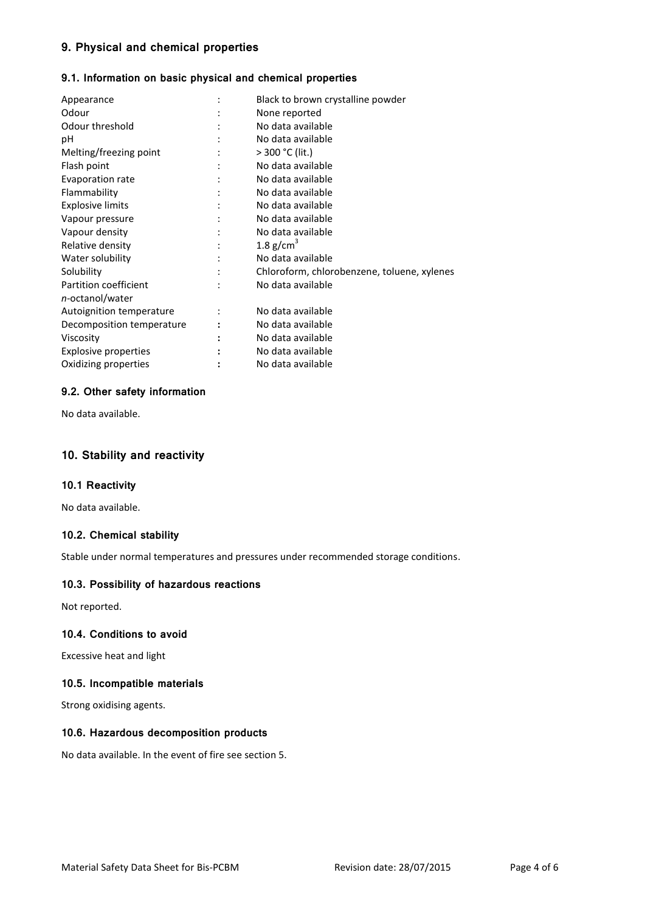## 9. Physical and chemical properties

### 9.1. Information on basic physical and chemical properties

| Property | | Value |
|---|---|---|
| Appearance | : | Black to brown crystalline powder |
| Odour | : | None reported |
| Odour threshold | : | No data available |
| pH | : | No data available |
| Melting/freezing point | : | > 300 °C (lit.) |
| Flash point | : | No data available |
| Evaporation rate | : | No data available |
| Flammability | : | No data available |
| Explosive limits | : | No data available |
| Vapour pressure | : | No data available |
| Vapour density | : | No data available |
| Relative density | : | 1.8 g/cm$^3$ |
| Water solubility | : | No data available |
| Solubility | : | Chloroform, chlorobenzene, toluene, xylenes |
| Partition coefficient *n*-octanol/water | : | No data available |
| Autoignition temperature | : | No data available |
| Decomposition temperature | : | No data available |
| Viscosity | : | No data available |
| Explosive properties | : | No data available |
| Oxidizing properties | : | No data available |

### 9.2. Other safety information

No data available.

## 10. Stability and reactivity

### 10.1 Reactivity

No data available.

### 10.2. Chemical stability

Stable under normal temperatures and pressures under recommended storage conditions.

### 10.3. Possibility of hazardous reactions

Not reported.

### 10.4. Conditions to avoid

Excessive heat and light

### 10.5. Incompatible materials

Strong oxidising agents.

### 10.6. Hazardous decomposition products

No data available. In the event of fire see section 5.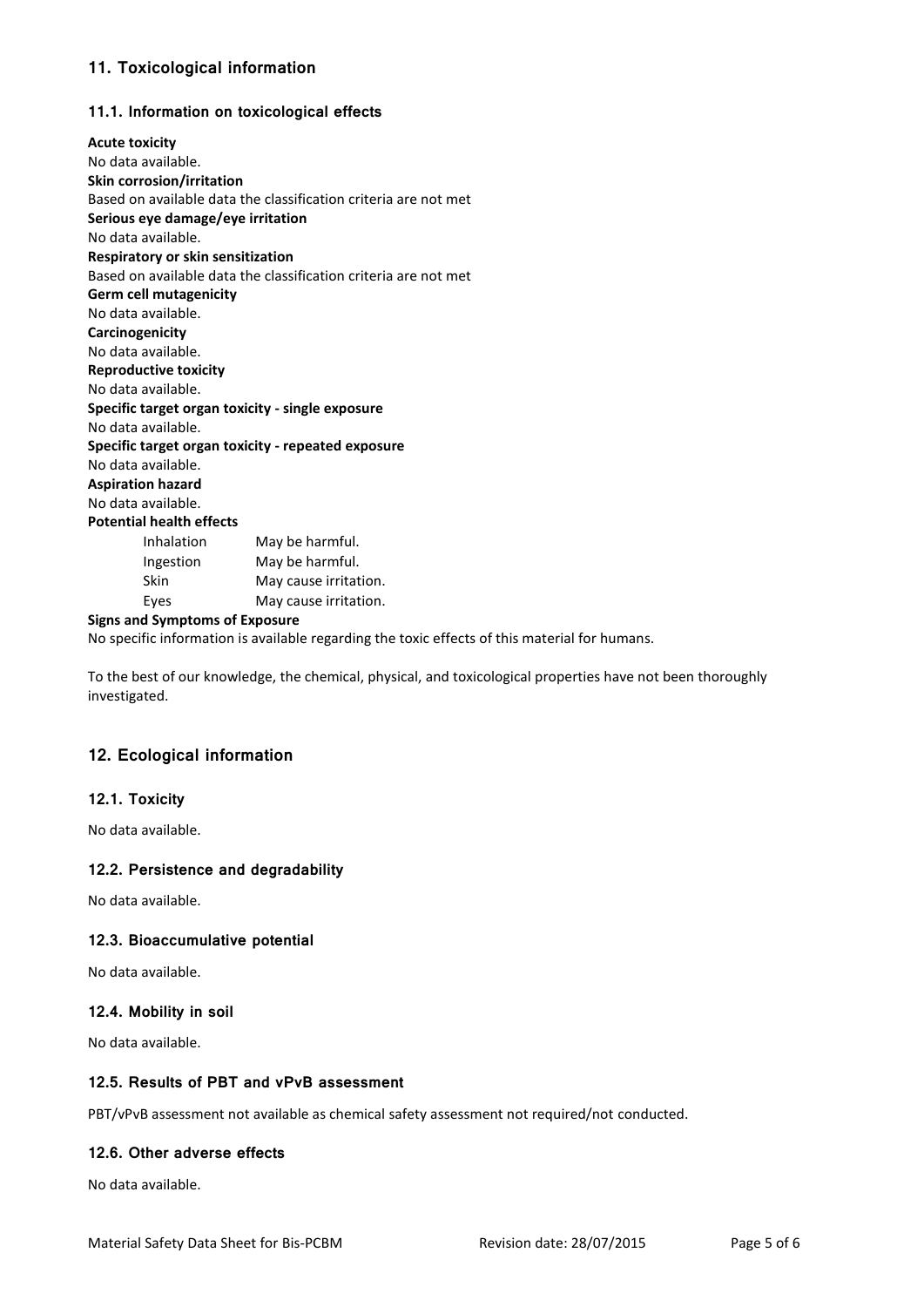## 11. Toxicological information

### 11.1. Information on toxicological effects

**Acute toxicity**
No data available.
**Skin corrosion/irritation**
Based on available data the classification criteria are not met
**Serious eye damage/eye irritation**
No data available.
**Respiratory or skin sensitization**
Based on available data the classification criteria are not met
**Germ cell mutagenicity**
No data available.
**Carcinogenicity**
No data available.
**Reproductive toxicity**
No data available.
**Specific target organ toxicity - single exposure**
No data available.
**Specific target organ toxicity - repeated exposure**
No data available.
**Aspiration hazard**
No data available.
**Potential health effects**

| | |
|---|---|
| Inhalation | May be harmful. |
| Ingestion | May be harmful. |
| Skin | May cause irritation. |
| Eyes | May cause irritation. |

**Signs and Symptoms of Exposure**
No specific information is available regarding the toxic effects of this material for humans.

To the best of our knowledge, the chemical, physical, and toxicological properties have not been thoroughly investigated.

## 12. Ecological information

### 12.1. Toxicity

No data available.

### 12.2. Persistence and degradability

No data available.

### 12.3. Bioaccumulative potential

No data available.

### 12.4. Mobility in soil

No data available.

### 12.5. Results of PBT and vPvB assessment

PBT/vPvB assessment not available as chemical safety assessment not required/not conducted.

### 12.6. Other adverse effects

No data available.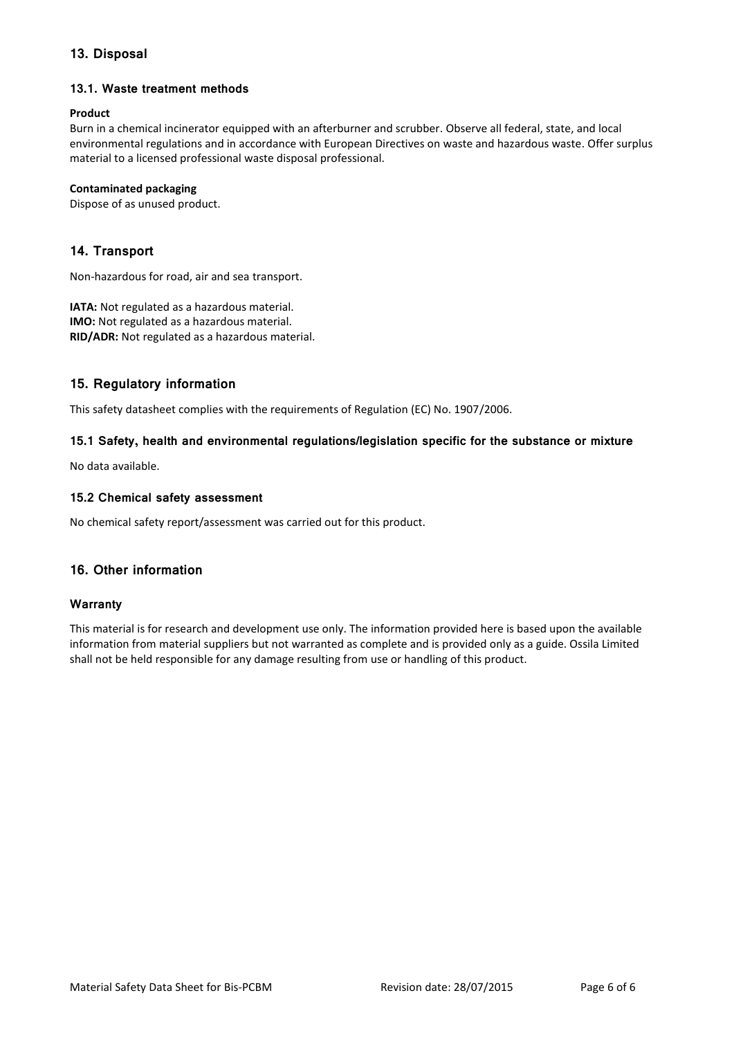## 13. Disposal

### 13.1. Waste treatment methods

**Product**

Burn in a chemical incinerator equipped with an afterburner and scrubber. Observe all federal, state, and local environmental regulations and in accordance with European Directives on waste and hazardous waste. Offer surplus material to a licensed professional waste disposal professional.

**Contaminated packaging**

Dispose of as unused product.

## 14. Transport

Non-hazardous for road, air and sea transport.

**IATA:** Not regulated as a hazardous material.
**IMO:** Not regulated as a hazardous material.
**RID/ADR:** Not regulated as a hazardous material.

## 15. Regulatory information

This safety datasheet complies with the requirements of Regulation (EC) No. 1907/2006.

### 15.1 Safety, health and environmental regulations/legislation specific for the substance or mixture

No data available.

### 15.2 Chemical safety assessment

No chemical safety report/assessment was carried out for this product.

## 16. Other information

### Warranty

This material is for research and development use only. The information provided here is based upon the available information from material suppliers but not warranted as complete and is provided only as a guide. Ossila Limited shall not be held responsible for any damage resulting from use or handling of this product.